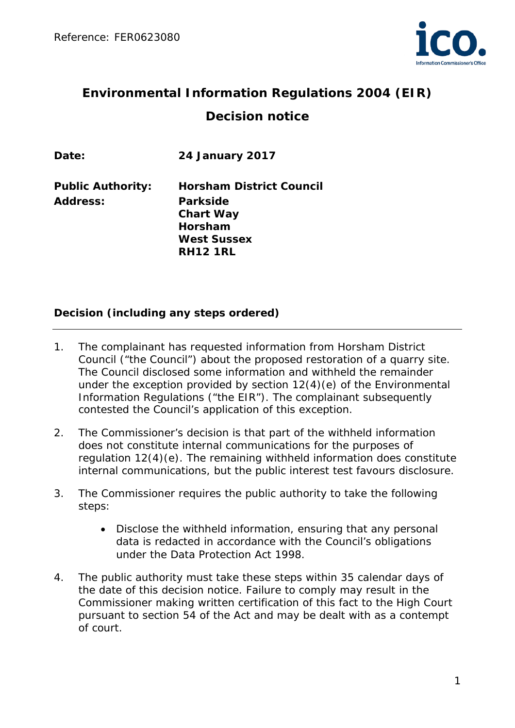Reference: FER0623080

# Environmental Information Regulations 2004 (EIR)

# Decision notice

**Date:** **24 January 2017**

**Public Authority:** **Horsham District Council**
**Address:** **Parkside**
**Chart Way**
**Horsham**
**West Sussex**
**RH12 1RL**

## Decision (including any steps ordered)

1. The complainant has requested information from Horsham District Council ("the Council") about the proposed restoration of a quarry site. The Council disclosed some information and withheld the remainder under the exception provided by section 12(4)(e) of the Environmental Information Regulations ("the EIR"). The complainant subsequently contested the Council's application of this exception.

2. The Commissioner's decision is that part of the withheld information does not constitute internal communications for the purposes of regulation 12(4)(e). The remaining withheld information does constitute internal communications, but the public interest test favours disclosure.

3. The Commissioner requires the public authority to take the following steps:

   - Disclose the withheld information, ensuring that any personal data is redacted in accordance with the Council's obligations under the Data Protection Act 1998.

4. The public authority must take these steps within 35 calendar days of the date of this decision notice. Failure to comply may result in the Commissioner making written certification of this fact to the High Court pursuant to section 54 of the Act and may be dealt with as a contempt of court.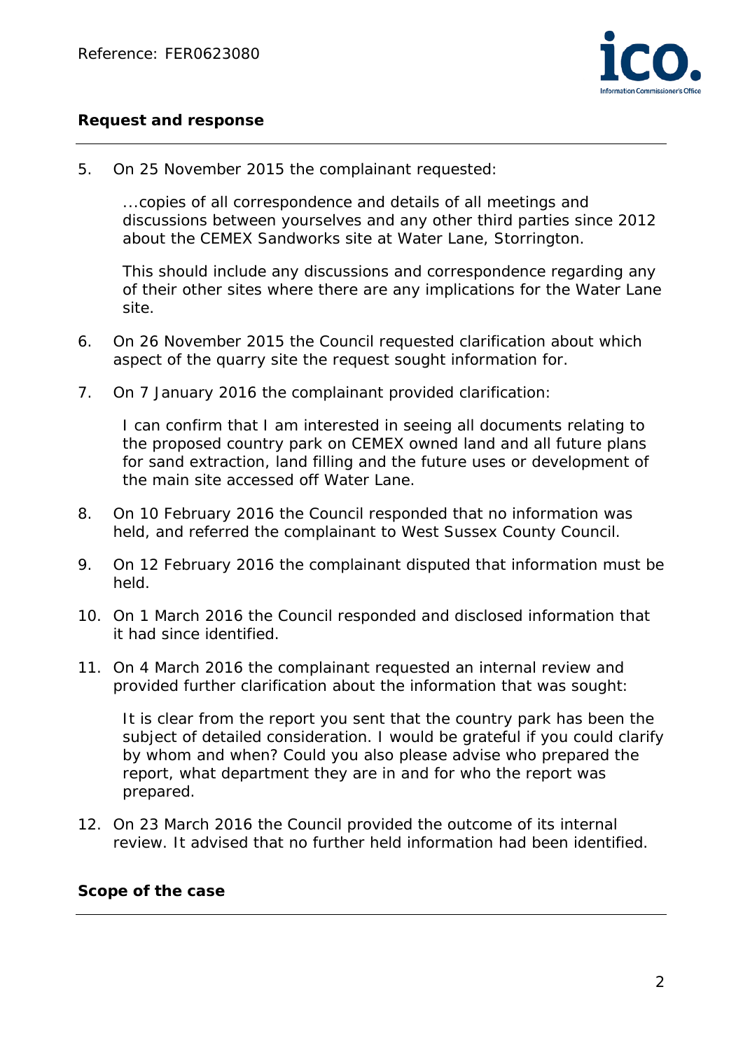## Request and response

5. On 25 November 2015 the complainant requested:

   ...copies of all correspondence and details of all meetings and discussions between yourselves and any other third parties since 2012 about the CEMEX Sandworks site at Water Lane, Storrington.

   This should include any discussions and correspondence regarding any of their other sites where there are any implications for the Water Lane site.

6. On 26 November 2015 the Council requested clarification about which aspect of the quarry site the request sought information for.

7. On 7 January 2016 the complainant provided clarification:

   I can confirm that I am interested in seeing all documents relating to the proposed country park on CEMEX owned land and all future plans for sand extraction, land filling and the future uses or development of the main site accessed off Water Lane.

8. On 10 February 2016 the Council responded that no information was held, and referred the complainant to West Sussex County Council.

9. On 12 February 2016 the complainant disputed that information must be held.

10. On 1 March 2016 the Council responded and disclosed information that it had since identified.

11. On 4 March 2016 the complainant requested an internal review and provided further clarification about the information that was sought:

    It is clear from the report you sent that the country park has been the subject of detailed consideration. I would be grateful if you could clarify by whom and when? Could you also please advise who prepared the report, what department they are in and for who the report was prepared.

12. On 23 March 2016 the Council provided the outcome of its internal review. It advised that no further held information had been identified.

## Scope of the case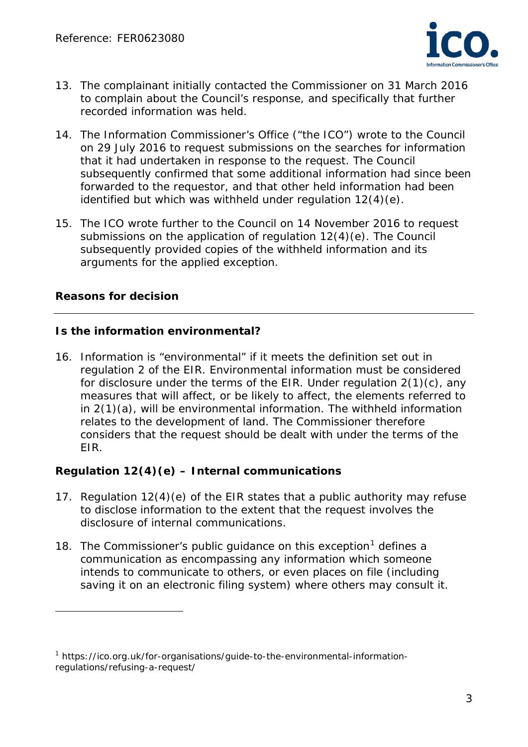13. The complainant initially contacted the Commissioner on 31 March 2016 to complain about the Council's response, and specifically that further recorded information was held.

14. The Information Commissioner's Office ("the ICO") wrote to the Council on 29 July 2016 to request submissions on the searches for information that it had undertaken in response to the request. The Council subsequently confirmed that some additional information had since been forwarded to the requestor, and that other held information had been identified but which was withheld under regulation 12(4)(e).

15. The ICO wrote further to the Council on 14 November 2016 to request submissions on the application of regulation 12(4)(e). The Council subsequently provided copies of the withheld information and its arguments for the applied exception.

## Reasons for decision

### Is the information environmental?

16. Information is "environmental" if it meets the definition set out in regulation 2 of the EIR. Environmental information must be considered for disclosure under the terms of the EIR. Under regulation 2(1)(c), any measures that will affect, or be likely to affect, the elements referred to in 2(1)(a), will be environmental information. The withheld information relates to the development of land. The Commissioner therefore considers that the request should be dealt with under the terms of the EIR.

### Regulation 12(4)(e) – Internal communications

17. Regulation 12(4)(e) of the EIR states that a public authority may refuse to disclose information to the extent that the request involves the disclosure of internal communications.

18. The Commissioner's public guidance on this exception[1] defines a communication as encompassing any information which someone intends to communicate to others, or even places on file (including saving it on an electronic filing system) where others may consult it.

---

[1] https://ico.org.uk/for-organisations/guide-to-the-environmental-information-regulations/refusing-a-request/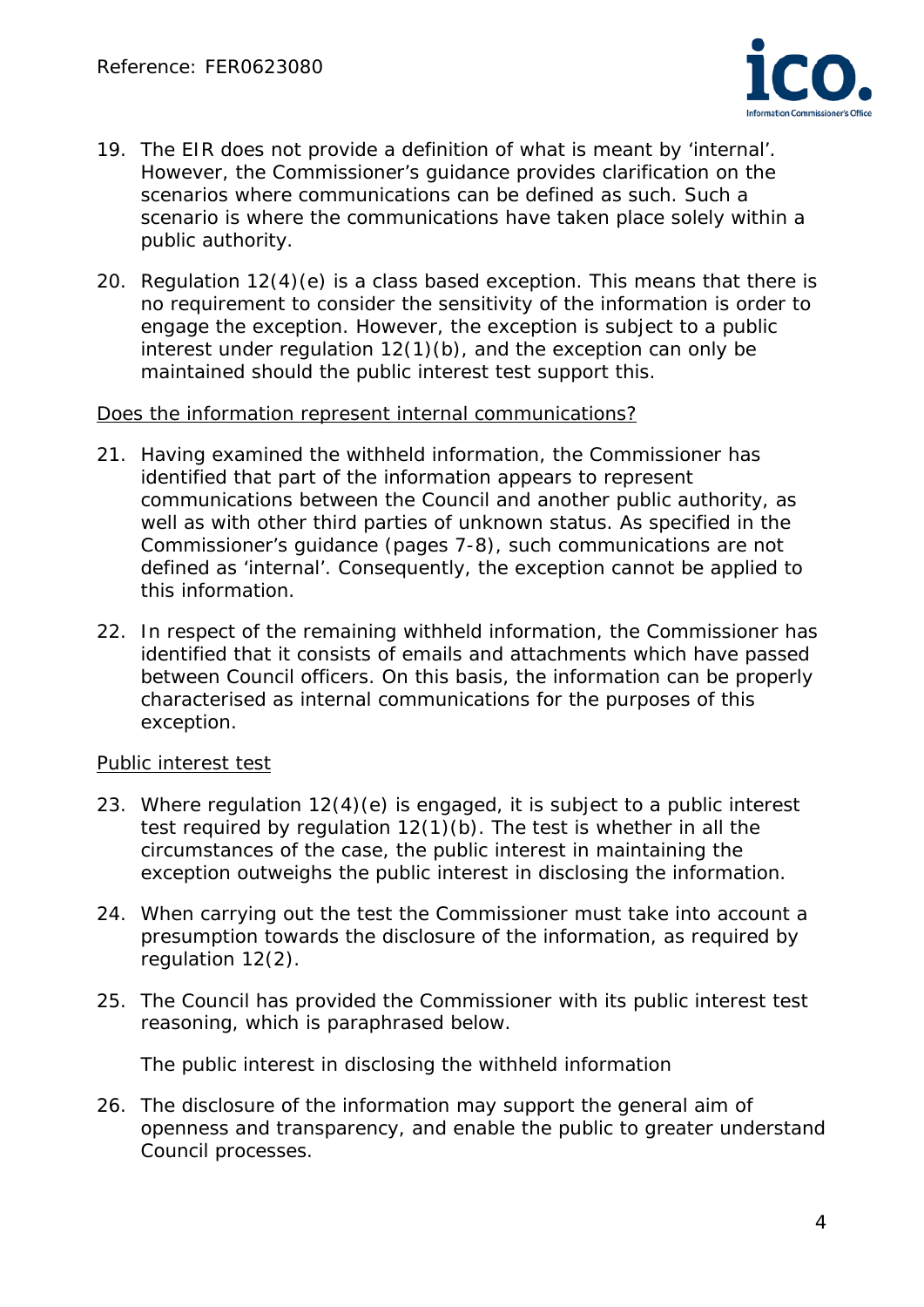19. The EIR does not provide a definition of what is meant by 'internal'. However, the Commissioner's guidance provides clarification on the scenarios where communications can be defined as such. Such a scenario is where the communications have taken place solely within a public authority.

20. Regulation 12(4)(e) is a class based exception. This means that there is no requirement to consider the sensitivity of the information is order to engage the exception. However, the exception is subject to a public interest under regulation 12(1)(b), and the exception can only be maintained should the public interest test support this.

Does the information represent internal communications?

21. Having examined the withheld information, the Commissioner has identified that part of the information appears to represent communications between the Council and another public authority, as well as with other third parties of unknown status. As specified in the Commissioner's guidance (pages 7-8), such communications are not defined as 'internal'. Consequently, the exception cannot be applied to this information.

22. In respect of the remaining withheld information, the Commissioner has identified that it consists of emails and attachments which have passed between Council officers. On this basis, the information can be properly characterised as internal communications for the purposes of this exception.

Public interest test

23. Where regulation 12(4)(e) is engaged, it is subject to a public interest test required by regulation 12(1)(b). The test is whether in all the circumstances of the case, the public interest in maintaining the exception outweighs the public interest in disclosing the information.

24. When carrying out the test the Commissioner must take into account a presumption towards the disclosure of the information, as required by regulation 12(2).

25. The Council has provided the Commissioner with its public interest test reasoning, which is paraphrased below.

*The public interest in disclosing the withheld information*

26. The disclosure of the information may support the general aim of openness and transparency, and enable the public to greater understand Council processes.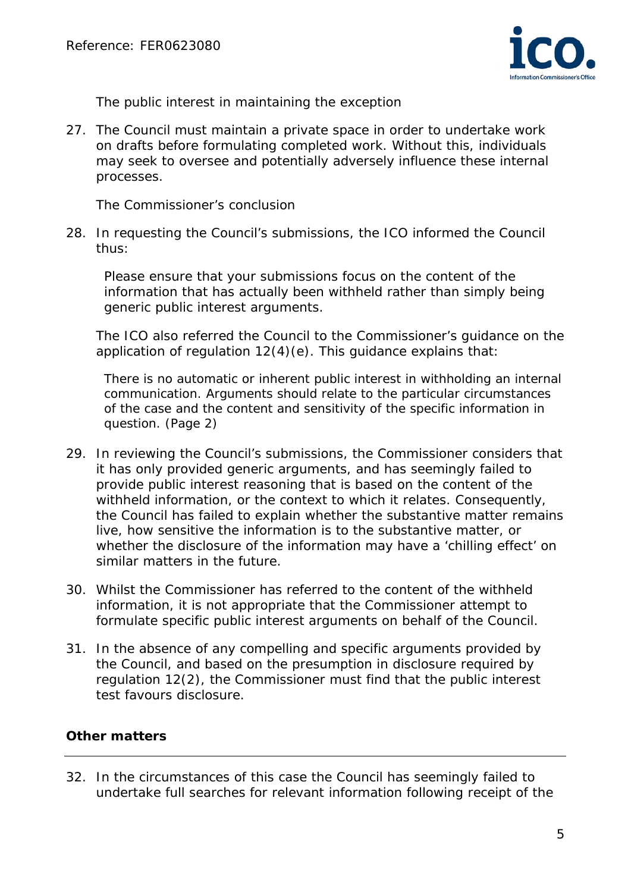The public interest in maintaining the exception

27. The Council must maintain a private space in order to undertake work on drafts before formulating completed work. Without this, individuals may seek to oversee and potentially adversely influence these internal processes.

The Commissioner's conclusion

28. In requesting the Council's submissions, the ICO informed the Council thus:

> Please ensure that your submissions focus on the content of the information that has actually been withheld rather than simply being generic public interest arguments.

The ICO also referred the Council to the Commissioner's guidance on the application of regulation 12(4)(e). This guidance explains that:

> There is no automatic or inherent public interest in withholding an internal communication. Arguments should relate to the particular circumstances of the case and the content and sensitivity of the specific information in question. (Page 2)

29. In reviewing the Council's submissions, the Commissioner considers that it has only provided generic arguments, and has seemingly failed to provide public interest reasoning that is based on the content of the withheld information, or the context to which it relates. Consequently, the Council has failed to explain whether the substantive matter remains live, how sensitive the information is to the substantive matter, or whether the disclosure of the information may have a 'chilling effect' on similar matters in the future.

30. Whilst the Commissioner has referred to the content of the withheld information, it is not appropriate that the Commissioner attempt to formulate specific public interest arguments on behalf of the Council.

31. In the absence of any compelling and specific arguments provided by the Council, and based on the presumption in disclosure required by regulation 12(2), the Commissioner must find that the public interest test favours disclosure.

## Other matters

32. In the circumstances of this case the Council has seemingly failed to undertake full searches for relevant information following receipt of the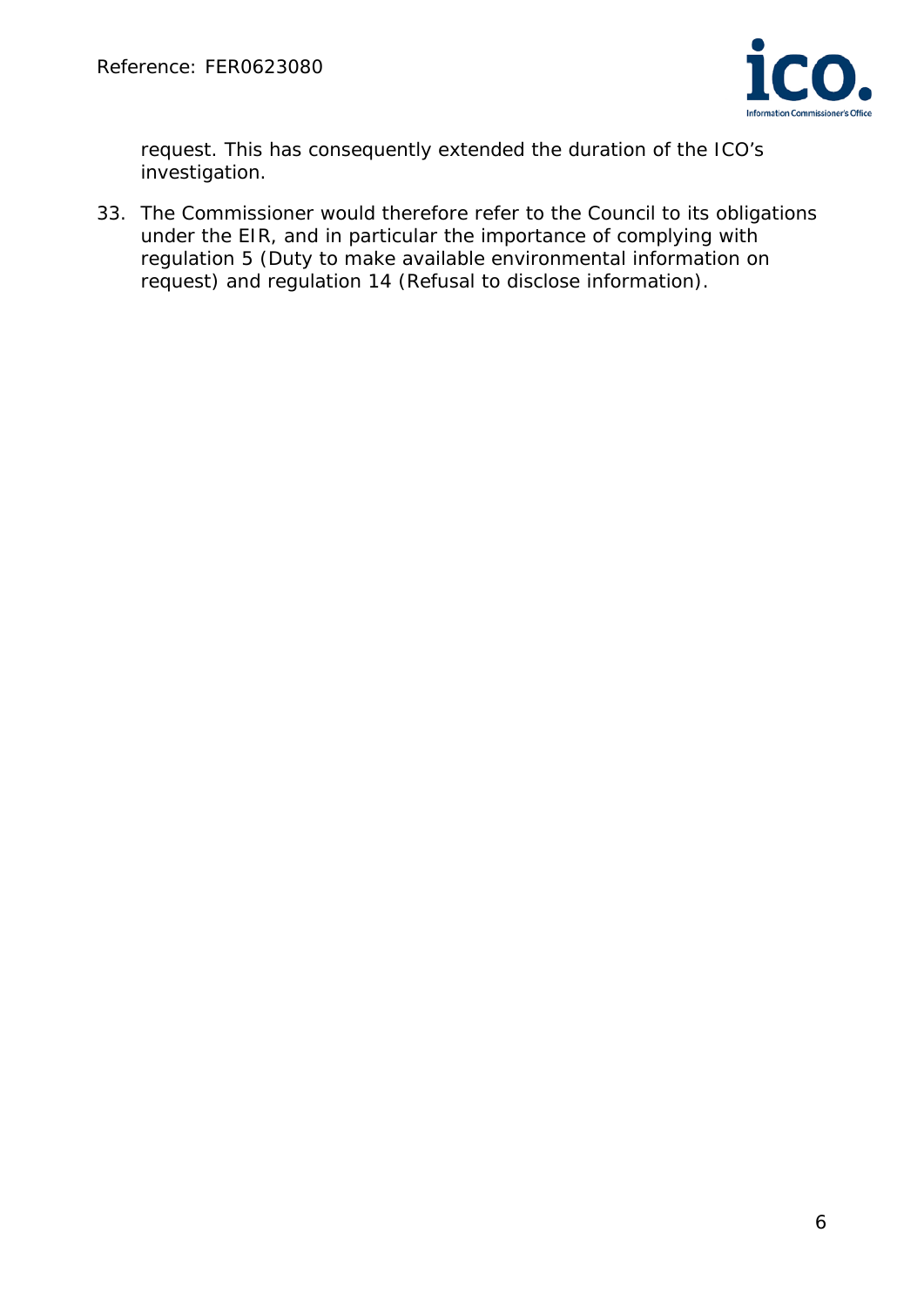request. This has consequently extended the duration of the ICO's investigation.

33. The Commissioner would therefore refer to the Council to its obligations under the EIR, and in particular the importance of complying with regulation 5 (Duty to make available environmental information on request) and regulation 14 (Refusal to disclose information).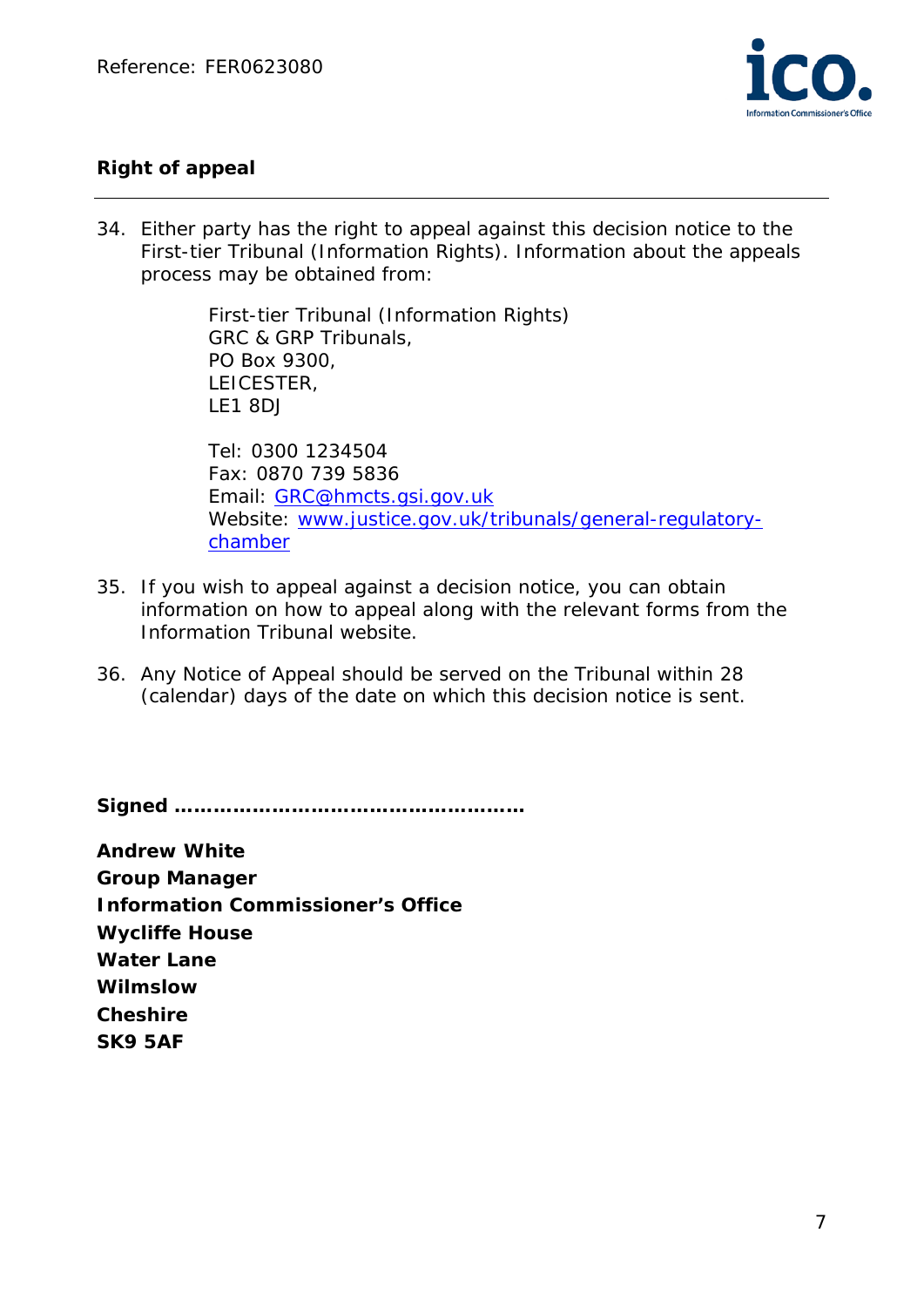## Right of appeal

34. Either party has the right to appeal against this decision notice to the First-tier Tribunal (Information Rights). Information about the appeals process may be obtained from:

    First-tier Tribunal (Information Rights)
    GRC & GRP Tribunals,
    PO Box 9300,
    LEICESTER,
    LE1 8DJ

    Tel: 0300 1234504
    Fax: 0870 739 5836
    Email: GRC@hmcts.gsi.gov.uk
    Website: www.justice.gov.uk/tribunals/general-regulatory-chamber

35. If you wish to appeal against a decision notice, you can obtain information on how to appeal along with the relevant forms from the Information Tribunal website.

36. Any Notice of Appeal should be served on the Tribunal within 28 (calendar) days of the date on which this decision notice is sent.

**Signed ………………………………………………**

**Andrew White**
**Group Manager**
**Information Commissioner's Office**
**Wycliffe House**
**Water Lane**
**Wilmslow**
**Cheshire**
**SK9 5AF**